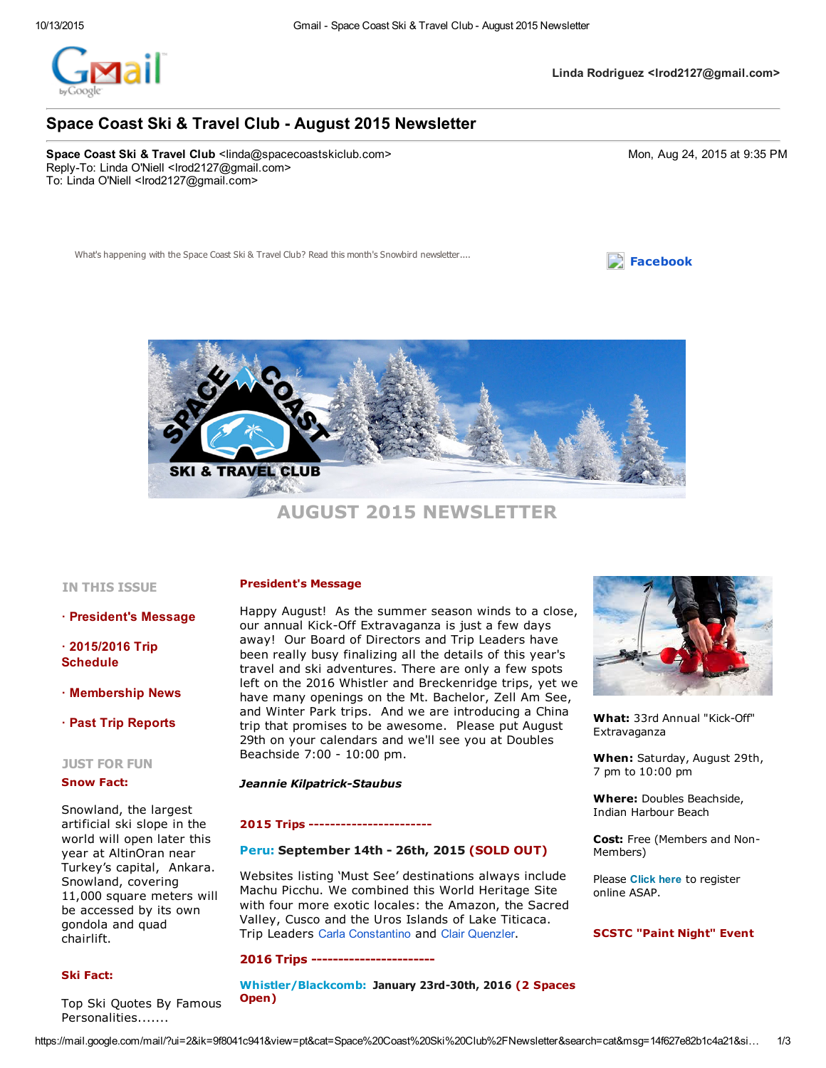Linda Rodriguez <lrod2127@gmail.com>

# Space Coast Ski & Travel Club - August 2015 Newsletter

**Space Coast Ski & Travel Club** <linda@spacecoastskiclub.com>
Reply-To: Linda O'Niell <lrod2127@gmail.com>
To: Linda O'Niell <lrod2127@gmail.com>

Mon, Aug 24, 2015 at 9:35 PM

What's happening with the Space Coast Ski & Travel Club? Read this month's Snowbird newsletter....

**Facebook**

## AUGUST 2015 NEWSLETTER

### IN THIS ISSUE

- **President's Message**
- **2015/2016 Trip Schedule**
- **Membership News**
- **Past Trip Reports**

### JUST FOR FUN

**Snow Fact:**

Snowland, the largest artificial ski slope in the world will open later this year at AltinOran near Turkey's capital, Ankara. Snowland, covering 11,000 square meters will be accessed by its own gondola and quad chairlift.

**Ski Fact:**

Top Ski Quotes By Famous Personalities.......

### President's Message

Happy August! As the summer season winds to a close, our annual Kick-Off Extravaganza is just a few days away! Our Board of Directors and Trip Leaders have been really busy finalizing all the details of this year's travel and ski adventures. There are only a few spots left on the 2016 Whistler and Breckenridge trips, yet we have many openings on the Mt. Bachelor, Zell Am See, and Winter Park trips. And we are introducing a China trip that promises to be awesome. Please put August 29th on your calendars and we'll see you at Doubles Beachside 7:00 - 10:00 pm.

***Jeannie Kilpatrick-Staubus***

### 2015 Trips -----------------------

**Peru: September 14th - 26th, 2015 (SOLD OUT)**

Websites listing 'Must See' destinations always include Machu Picchu. We combined this World Heritage Site with four more exotic locales: the Amazon, the Sacred Valley, Cusco and the Uros Islands of Lake Titicaca. Trip Leaders Carla Constantino and Clair Quenzler.

### 2016 Trips -----------------------

**Whistler/Blackcomb: January 23rd-30th, 2016 (2 Spaces Open)**

**What:** 33rd Annual "Kick-Off" Extravaganza

**When:** Saturday, August 29th, 7 pm to 10:00 pm

**Where:** Doubles Beachside, Indian Harbour Beach

**Cost:** Free (Members and Non-Members)

Please **Click here** to register online ASAP.

**SCSTC "Paint Night" Event**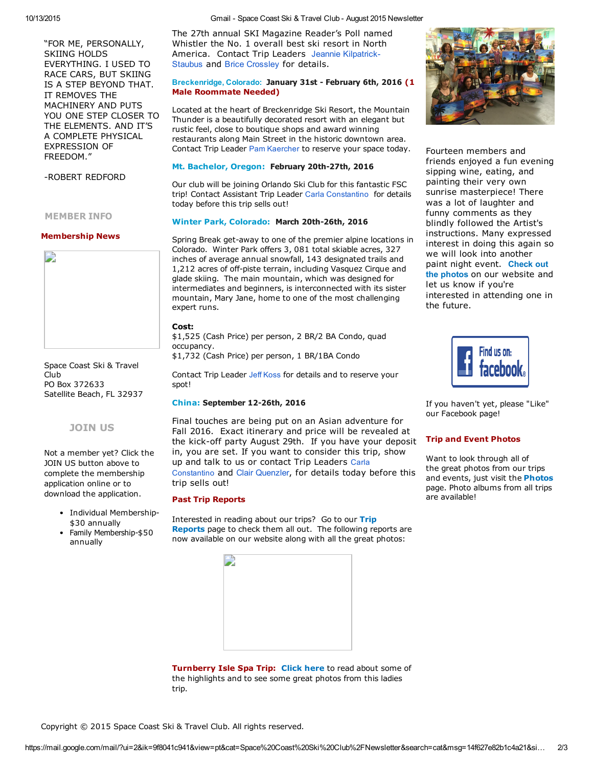"FOR ME, PERSONALLY, SKIING HOLDS EVERYTHING. I USED TO RACE CARS, BUT SKIING IS A STEP BEYOND THAT. IT REMOVES THE MACHINERY AND PUTS YOU ONE STEP CLOSER TO THE ELEMENTS. AND IT'S A COMPLETE PHYSICAL EXPRESSION OF FREEDOM."

-ROBERT REDFORD

## MEMBER INFO

### Membership News

Space Coast Ski & Travel Club
PO Box 372633
Satellite Beach, FL 32937

## JOIN US

Not a member yet? Click the JOIN US button above to complete the membership application online or to download the application.

- Individual Membership-$30 annually
- Family Membership-$50 annually

The 27th annual SKI Magazine Reader's Poll named Whistler the No. 1 overall best ski resort in North America. Contact Trip Leaders Jeannie Kilpatrick-Staubus and Brice Crossley for details.

**Breckenridge, Colorado: January 31st - February 6th, 2016 (1 Male Roommate Needed)**

Located at the heart of Breckenridge Ski Resort, the Mountain Thunder is a beautifully decorated resort with an elegant but rustic feel, close to boutique shops and award winning restaurants along Main Street in the historic downtown area. Contact Trip Leader Pam Kaercher to reserve your space today.

**Mt. Bachelor, Oregon: February 20th-27th, 2016**

Our club will be joining Orlando Ski Club for this fantastic FSC trip! Contact Assistant Trip Leader Carla Constantino for details today before this trip sells out!

**Winter Park, Colorado: March 20th-26th, 2016**

Spring Break get-away to one of the premier alpine locations in Colorado. Winter Park offers 3, 081 total skiable acres, 327 inches of average annual snowfall, 143 designated trails and 1,212 acres of off-piste terrain, including Vasquez Cirque and glade skiing. The main mountain, which was designed for intermediates and beginners, is interconnected with its sister mountain, Mary Jane, home to one of the most challenging expert runs.

**Cost:**
$1,525 (Cash Price) per person, 2 BR/2 BA Condo, quad occupancy.
$1,732 (Cash Price) per person, 1 BR/1BA Condo

Contact Trip Leader Jeff Koss for details and to reserve your spot!

**China: September 12-26th, 2016**

Final touches are being put on an Asian adventure for Fall 2016. Exact itinerary and price will be revealed at the kick-off party August 29th. If you have your deposit in, you are set. If you want to consider this trip, show up and talk to us or contact Trip Leaders Carla Constantino and Clair Quenzler, for details today before this trip sells out!

### Past Trip Reports

Interested in reading about our trips? Go to our **Trip Reports** page to check them all out. The following reports are now available on our website along with all the great photos:

**Turnberry Isle Spa Trip:** **Click here** to read about some of the highlights and to see some great photos from this ladies trip.

Fourteen members and friends enjoyed a fun evening sipping wine, eating, and painting their very own sunrise masterpiece! There was a lot of laughter and funny comments as they blindly followed the Artist's instructions. Many expressed interest in doing this again so we will look into another paint night event. **Check out the photos** on our website and let us know if you're interested in attending one in the future.

If you haven't yet, please "Like" our Facebook page!

### Trip and Event Photos

Want to look through all of the great photos from our trips and events, just visit the **Photos** page. Photo albums from all trips are available!

Copyright © 2015 Space Coast Ski & Travel Club. All rights reserved.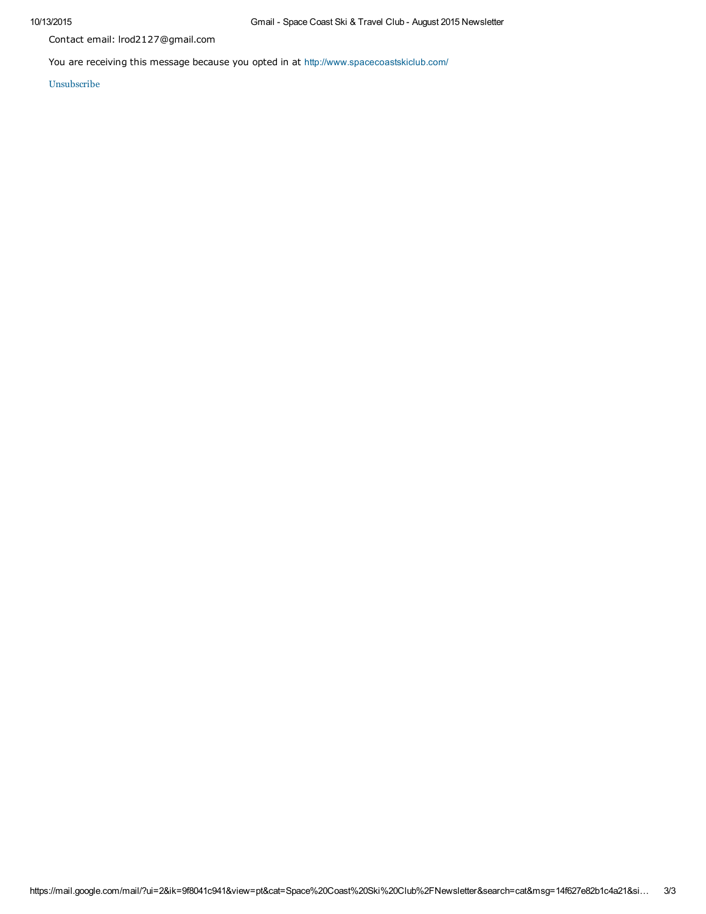Contact email: lrod2127@gmail.com

You are receiving this message because you opted in at http://www.spacecoastskiclub.com/

Unsubscribe